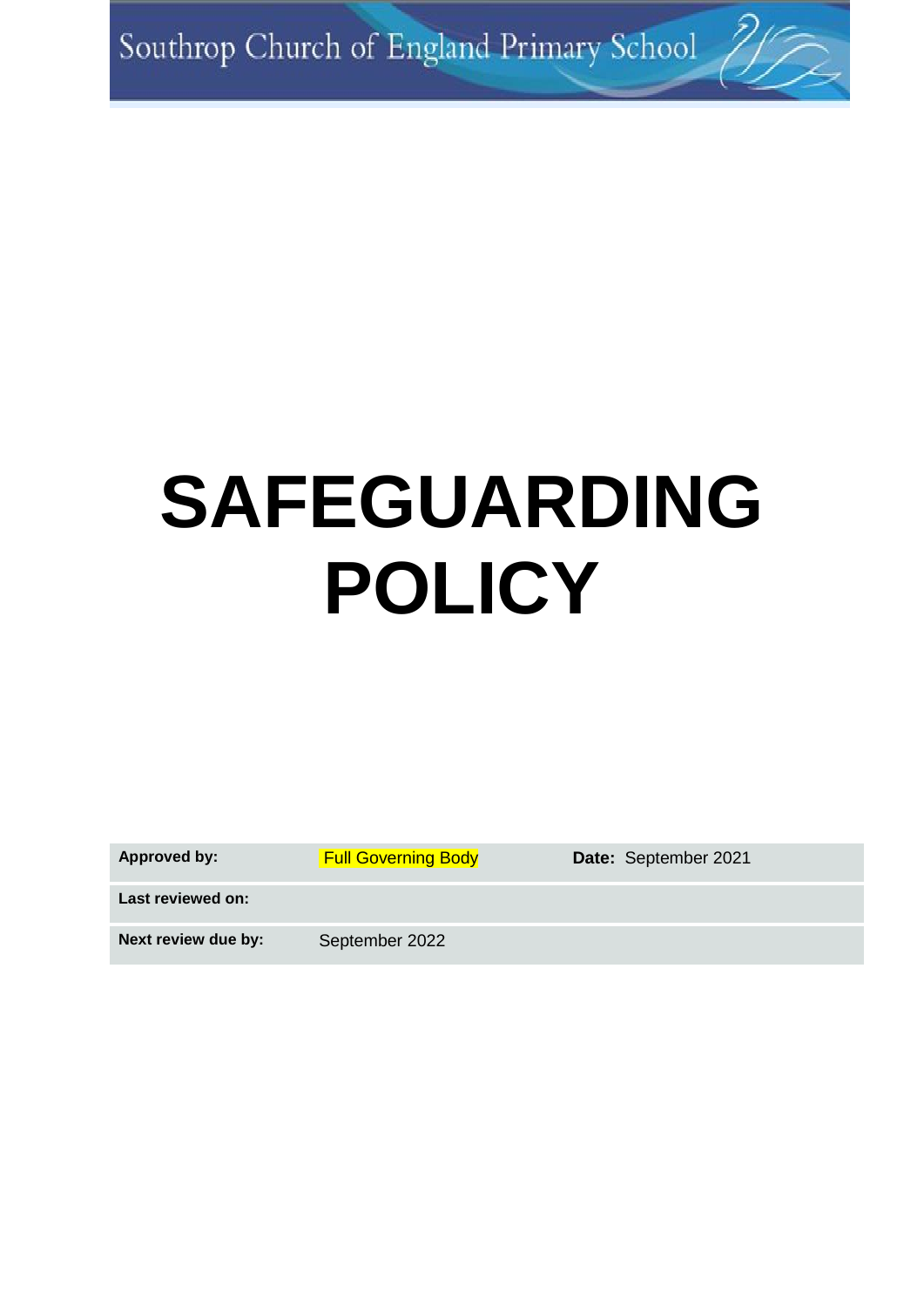Southrop Church of England Primary School

# SAFEGUARDING POLICY

| Approved by: | Full Governing Body | Date: September 2021 |
|---|---|---|
| Last reviewed on: | | |
| Next review due by: | September 2022 | |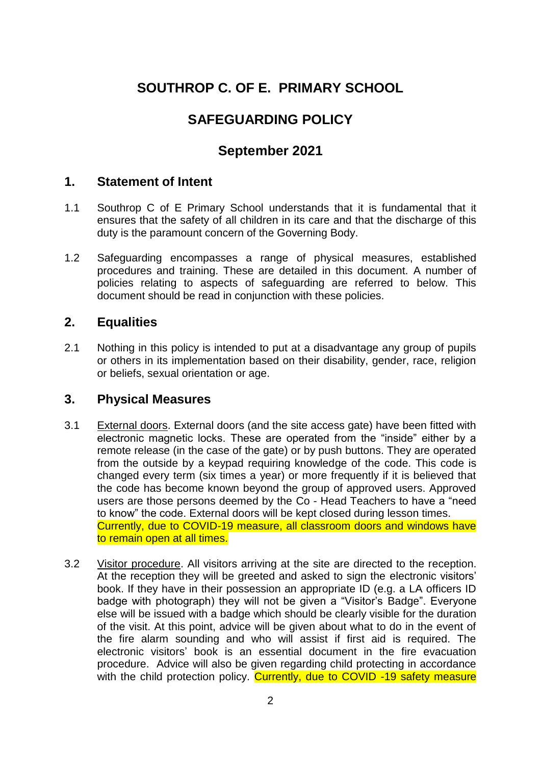# SOUTHROP C. OF E. PRIMARY SCHOOL

# SAFEGUARDING POLICY

# September 2021

## 1. Statement of Intent

1.1 Southrop C of E Primary School understands that it is fundamental that it ensures that the safety of all children in its care and that the discharge of this duty is the paramount concern of the Governing Body.

1.2 Safeguarding encompasses a range of physical measures, established procedures and training. These are detailed in this document. A number of policies relating to aspects of safeguarding are referred to below. This document should be read in conjunction with these policies.

## 2. Equalities

2.1 Nothing in this policy is intended to put at a disadvantage any group of pupils or others in its implementation based on their disability, gender, race, religion or beliefs, sexual orientation or age.

## 3. Physical Measures

3.1 External doors. External doors (and the site access gate) have been fitted with electronic magnetic locks. These are operated from the "inside" either by a remote release (in the case of the gate) or by push buttons. They are operated from the outside by a keypad requiring knowledge of the code. This code is changed every term (six times a year) or more frequently if it is believed that the code has become known beyond the group of approved users. Approved users are those persons deemed by the Co - Head Teachers to have a "need to know" the code. External doors will be kept closed during lesson times. Currently, due to COVID-19 measure, all classroom doors and windows have to remain open at all times.

3.2 Visitor procedure. All visitors arriving at the site are directed to the reception. At the reception they will be greeted and asked to sign the electronic visitors' book. If they have in their possession an appropriate ID (e.g. a LA officers ID badge with photograph) they will not be given a "Visitor's Badge". Everyone else will be issued with a badge which should be clearly visible for the duration of the visit. At this point, advice will be given about what to do in the event of the fire alarm sounding and who will assist if first aid is required. The electronic visitors' book is an essential document in the fire evacuation procedure. Advice will also be given regarding child protecting in accordance with the child protection policy. Currently, due to COVID -19 safety measure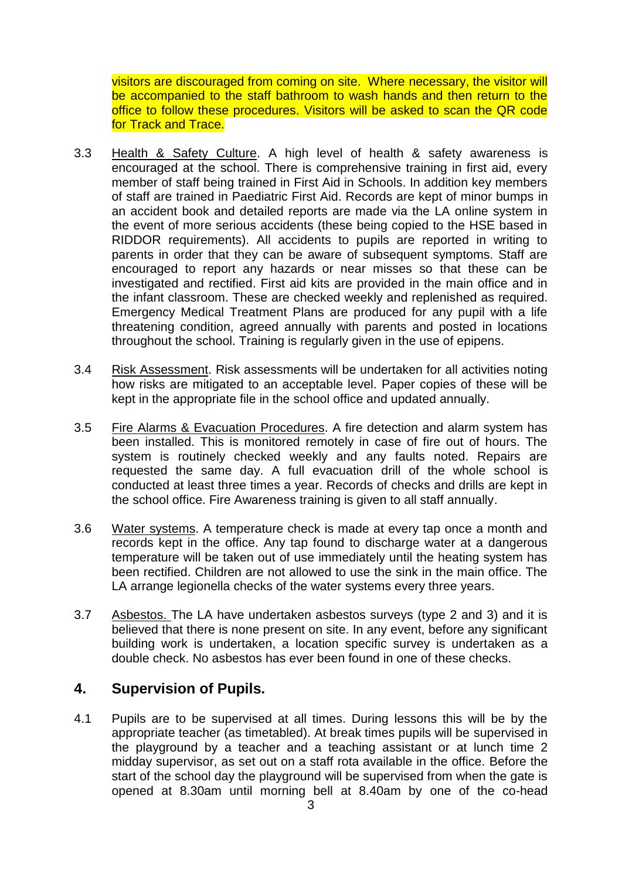visitors are discouraged from coming on site. Where necessary, the visitor will be accompanied to the staff bathroom to wash hands and then return to the office to follow these procedures. Visitors will be asked to scan the QR code for Track and Trace.

3.3 Health & Safety Culture. A high level of health & safety awareness is encouraged at the school. There is comprehensive training in first aid, every member of staff being trained in First Aid in Schools. In addition key members of staff are trained in Paediatric First Aid. Records are kept of minor bumps in an accident book and detailed reports are made via the LA online system in the event of more serious accidents (these being copied to the HSE based in RIDDOR requirements). All accidents to pupils are reported in writing to parents in order that they can be aware of subsequent symptoms. Staff are encouraged to report any hazards or near misses so that these can be investigated and rectified. First aid kits are provided in the main office and in the infant classroom. These are checked weekly and replenished as required. Emergency Medical Treatment Plans are produced for any pupil with a life threatening condition, agreed annually with parents and posted in locations throughout the school. Training is regularly given in the use of epipens.

3.4 Risk Assessment. Risk assessments will be undertaken for all activities noting how risks are mitigated to an acceptable level. Paper copies of these will be kept in the appropriate file in the school office and updated annually.

3.5 Fire Alarms & Evacuation Procedures. A fire detection and alarm system has been installed. This is monitored remotely in case of fire out of hours. The system is routinely checked weekly and any faults noted. Repairs are requested the same day. A full evacuation drill of the whole school is conducted at least three times a year. Records of checks and drills are kept in the school office. Fire Awareness training is given to all staff annually.

3.6 Water systems. A temperature check is made at every tap once a month and records kept in the office. Any tap found to discharge water at a dangerous temperature will be taken out of use immediately until the heating system has been rectified. Children are not allowed to use the sink in the main office. The LA arrange legionella checks of the water systems every three years.

3.7 Asbestos. The LA have undertaken asbestos surveys (type 2 and 3) and it is believed that there is none present on site. In any event, before any significant building work is undertaken, a location specific survey is undertaken as a double check. No asbestos has ever been found in one of these checks.

## 4. Supervision of Pupils.

4.1 Pupils are to be supervised at all times. During lessons this will be by the appropriate teacher (as timetabled). At break times pupils will be supervised in the playground by a teacher and a teaching assistant or at lunch time 2 midday supervisor, as set out on a staff rota available in the office. Before the start of the school day the playground will be supervised from when the gate is opened at 8.30am until morning bell at 8.40am by one of the co-head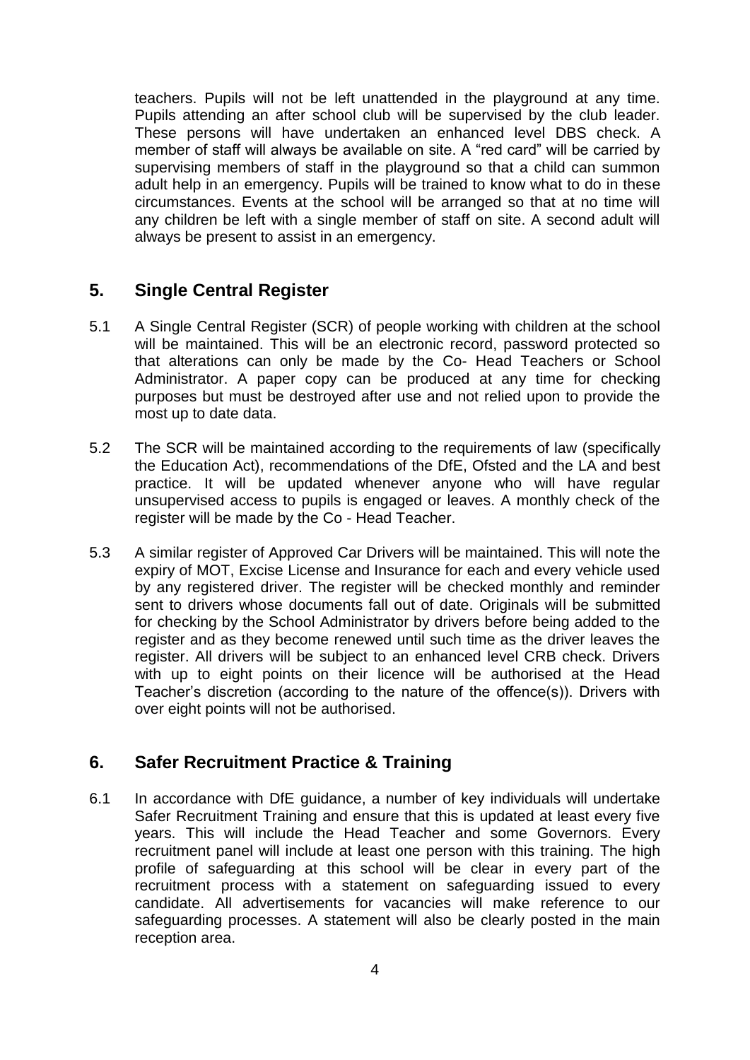teachers. Pupils will not be left unattended in the playground at any time. Pupils attending an after school club will be supervised by the club leader. These persons will have undertaken an enhanced level DBS check. A member of staff will always be available on site. A "red card" will be carried by supervising members of staff in the playground so that a child can summon adult help in an emergency. Pupils will be trained to know what to do in these circumstances. Events at the school will be arranged so that at no time will any children be left with a single member of staff on site. A second adult will always be present to assist in an emergency.

## 5. Single Central Register

5.1 A Single Central Register (SCR) of people working with children at the school will be maintained. This will be an electronic record, password protected so that alterations can only be made by the Co- Head Teachers or School Administrator. A paper copy can be produced at any time for checking purposes but must be destroyed after use and not relied upon to provide the most up to date data.

5.2 The SCR will be maintained according to the requirements of law (specifically the Education Act), recommendations of the DfE, Ofsted and the LA and best practice. It will be updated whenever anyone who will have regular unsupervised access to pupils is engaged or leaves. A monthly check of the register will be made by the Co - Head Teacher.

5.3 A similar register of Approved Car Drivers will be maintained. This will note the expiry of MOT, Excise License and Insurance for each and every vehicle used by any registered driver. The register will be checked monthly and reminder sent to drivers whose documents fall out of date. Originals will be submitted for checking by the School Administrator by drivers before being added to the register and as they become renewed until such time as the driver leaves the register. All drivers will be subject to an enhanced level CRB check. Drivers with up to eight points on their licence will be authorised at the Head Teacher's discretion (according to the nature of the offence(s)). Drivers with over eight points will not be authorised.

## 6. Safer Recruitment Practice & Training

6.1 In accordance with DfE guidance, a number of key individuals will undertake Safer Recruitment Training and ensure that this is updated at least every five years. This will include the Head Teacher and some Governors. Every recruitment panel will include at least one person with this training. The high profile of safeguarding at this school will be clear in every part of the recruitment process with a statement on safeguarding issued to every candidate. All advertisements for vacancies will make reference to our safeguarding processes. A statement will also be clearly posted in the main reception area.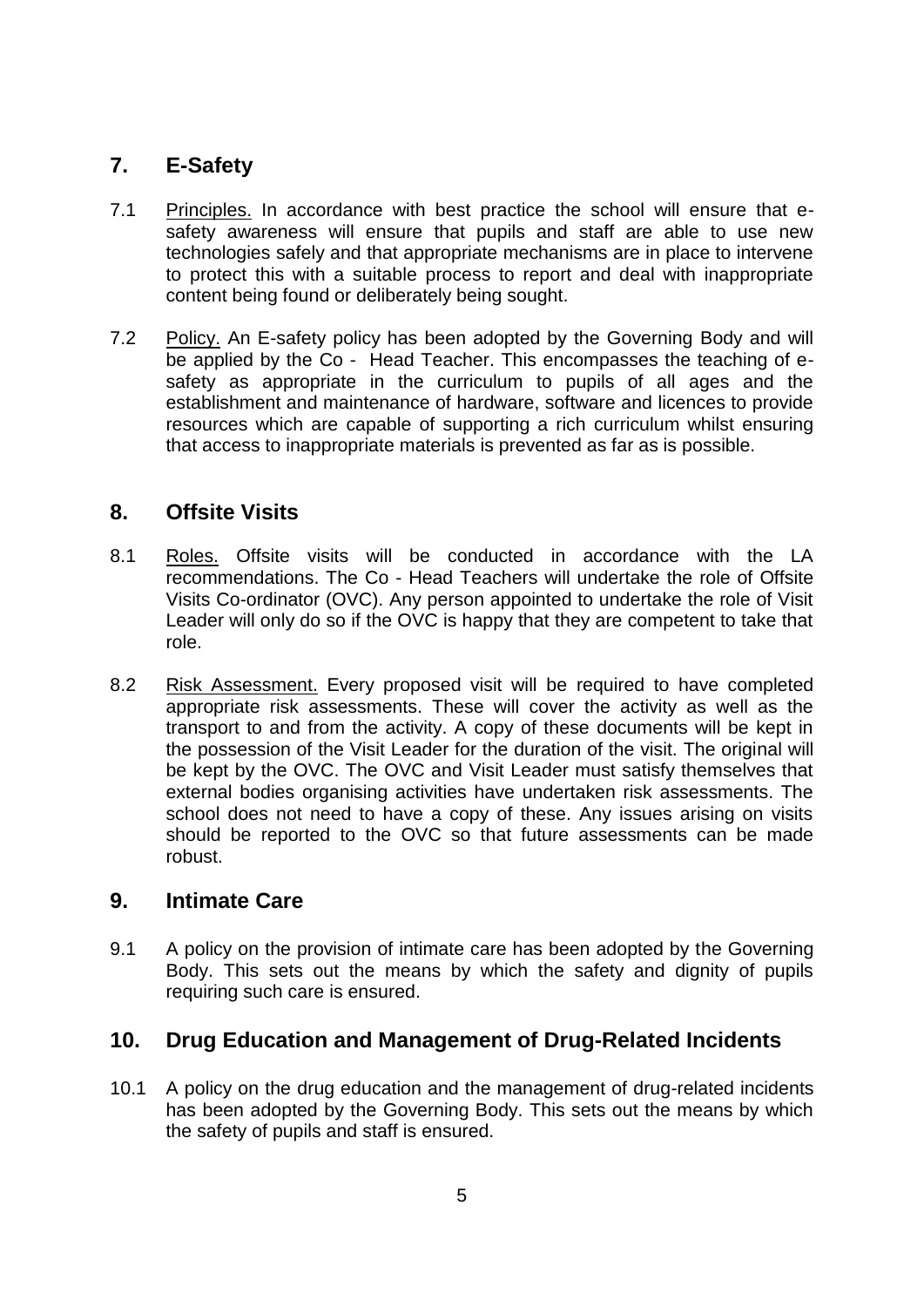## 7. E-Safety

7.1 Principles. In accordance with best practice the school will ensure that e-safety awareness will ensure that pupils and staff are able to use new technologies safely and that appropriate mechanisms are in place to intervene to protect this with a suitable process to report and deal with inappropriate content being found or deliberately being sought.

7.2 Policy. An E-safety policy has been adopted by the Governing Body and will be applied by the Co - Head Teacher. This encompasses the teaching of e-safety as appropriate in the curriculum to pupils of all ages and the establishment and maintenance of hardware, software and licences to provide resources which are capable of supporting a rich curriculum whilst ensuring that access to inappropriate materials is prevented as far as is possible.

## 8. Offsite Visits

8.1 Roles. Offsite visits will be conducted in accordance with the LA recommendations. The Co - Head Teachers will undertake the role of Offsite Visits Co-ordinator (OVC). Any person appointed to undertake the role of Visit Leader will only do so if the OVC is happy that they are competent to take that role.

8.2 Risk Assessment. Every proposed visit will be required to have completed appropriate risk assessments. These will cover the activity as well as the transport to and from the activity. A copy of these documents will be kept in the possession of the Visit Leader for the duration of the visit. The original will be kept by the OVC. The OVC and Visit Leader must satisfy themselves that external bodies organising activities have undertaken risk assessments. The school does not need to have a copy of these. Any issues arising on visits should be reported to the OVC so that future assessments can be made robust.

## 9. Intimate Care

9.1 A policy on the provision of intimate care has been adopted by the Governing Body. This sets out the means by which the safety and dignity of pupils requiring such care is ensured.

## 10. Drug Education and Management of Drug-Related Incidents

10.1 A policy on the drug education and the management of drug-related incidents has been adopted by the Governing Body. This sets out the means by which the safety of pupils and staff is ensured.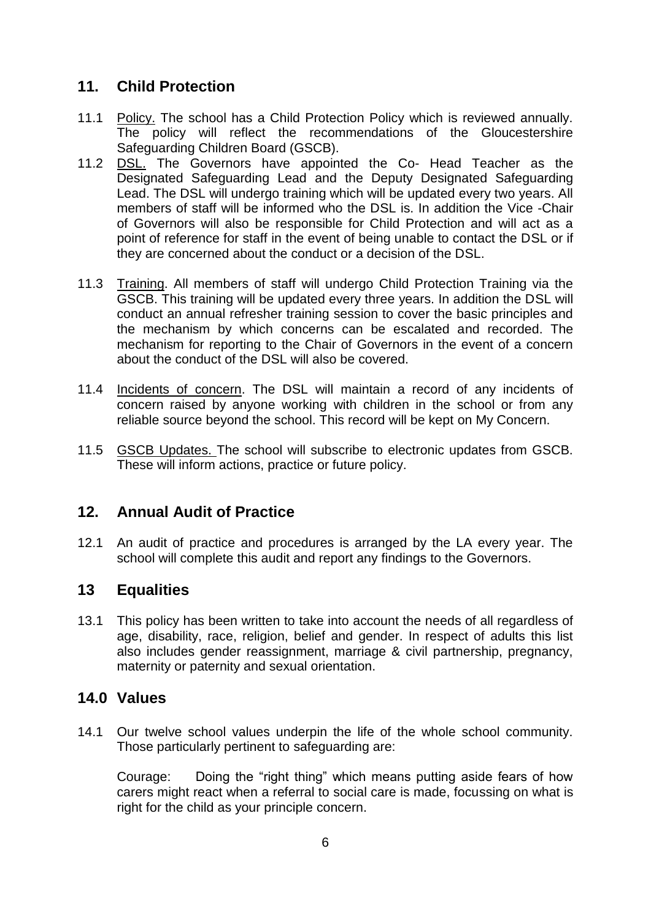## 11. Child Protection

11.1 Policy. The school has a Child Protection Policy which is reviewed annually. The policy will reflect the recommendations of the Gloucestershire Safeguarding Children Board (GSCB).

11.2 DSL. The Governors have appointed the Co- Head Teacher as the Designated Safeguarding Lead and the Deputy Designated Safeguarding Lead. The DSL will undergo training which will be updated every two years. All members of staff will be informed who the DSL is. In addition the Vice -Chair of Governors will also be responsible for Child Protection and will act as a point of reference for staff in the event of being unable to contact the DSL or if they are concerned about the conduct or a decision of the DSL.

11.3 Training. All members of staff will undergo Child Protection Training via the GSCB. This training will be updated every three years. In addition the DSL will conduct an annual refresher training session to cover the basic principles and the mechanism by which concerns can be escalated and recorded. The mechanism for reporting to the Chair of Governors in the event of a concern about the conduct of the DSL will also be covered.

11.4 Incidents of concern. The DSL will maintain a record of any incidents of concern raised by anyone working with children in the school or from any reliable source beyond the school. This record will be kept on My Concern.

11.5 GSCB Updates. The school will subscribe to electronic updates from GSCB. These will inform actions, practice or future policy.

## 12. Annual Audit of Practice

12.1 An audit of practice and procedures is arranged by the LA every year. The school will complete this audit and report any findings to the Governors.

## 13 Equalities

13.1 This policy has been written to take into account the needs of all regardless of age, disability, race, religion, belief and gender. In respect of adults this list also includes gender reassignment, marriage & civil partnership, pregnancy, maternity or paternity and sexual orientation.

## 14.0 Values

14.1 Our twelve school values underpin the life of the whole school community. Those particularly pertinent to safeguarding are:

Courage: Doing the "right thing" which means putting aside fears of how carers might react when a referral to social care is made, focussing on what is right for the child as your principle concern.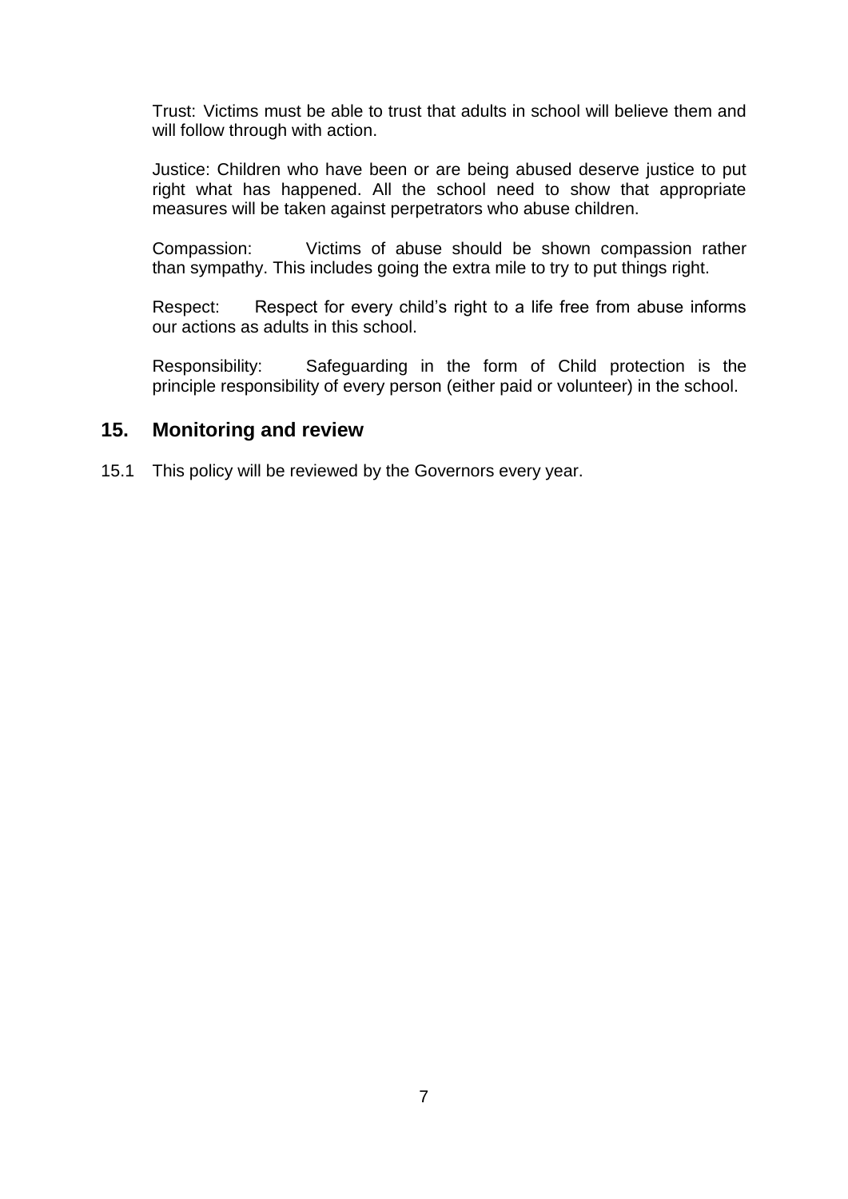Trust: Victims must be able to trust that adults in school will believe them and will follow through with action.

Justice: Children who have been or are being abused deserve justice to put right what has happened. All the school need to show that appropriate measures will be taken against perpetrators who abuse children.

Compassion: Victims of abuse should be shown compassion rather than sympathy. This includes going the extra mile to try to put things right.

Respect: Respect for every child's right to a life free from abuse informs our actions as adults in this school.

Responsibility: Safeguarding in the form of Child protection is the principle responsibility of every person (either paid or volunteer) in the school.

## 15. Monitoring and review

15.1 This policy will be reviewed by the Governors every year.